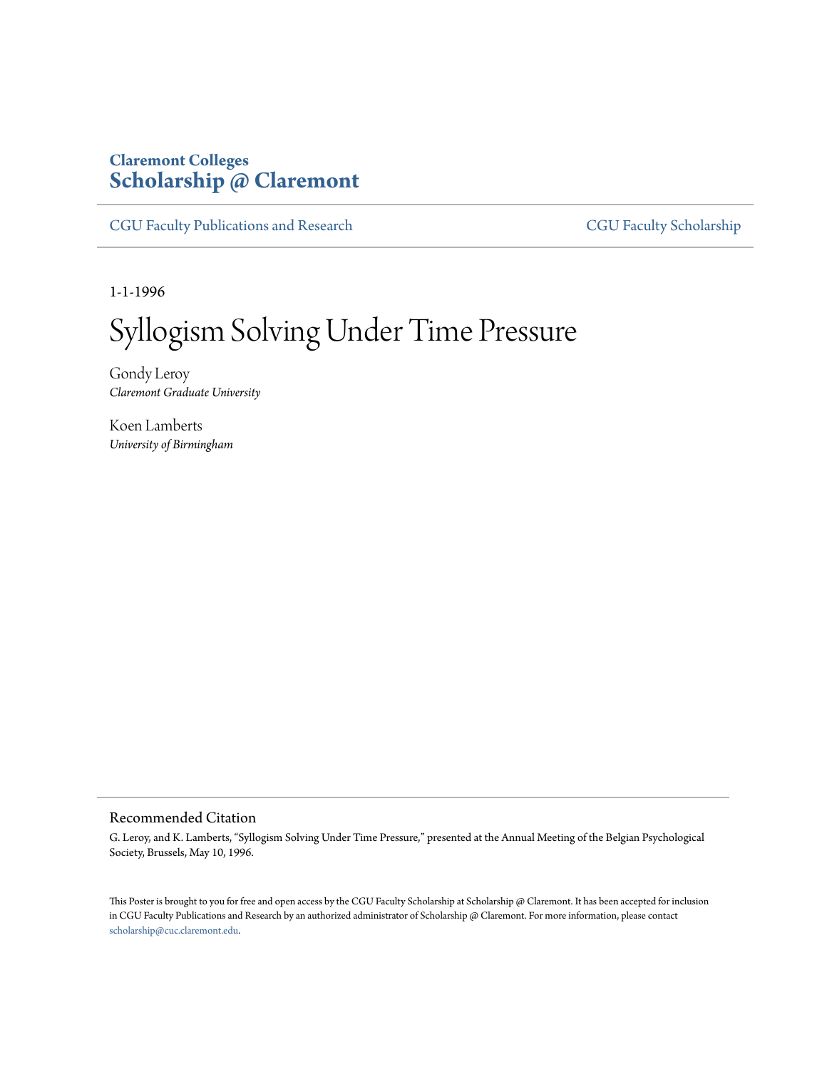**Claremont Colleges**
**Scholarship @ Claremont**

CGU Faculty Publications and Research — CGU Faculty Scholarship

1-1-1996

# Syllogism Solving Under Time Pressure

Gondy Leroy
*Claremont Graduate University*

Koen Lamberts
*University of Birmingham*

## Recommended Citation

G. Leroy, and K. Lamberts, "Syllogism Solving Under Time Pressure," presented at the Annual Meeting of the Belgian Psychological Society, Brussels, May 10, 1996.

This Poster is brought to you for free and open access by the CGU Faculty Scholarship at Scholarship @ Claremont. It has been accepted for inclusion in CGU Faculty Publications and Research by an authorized administrator of Scholarship @ Claremont. For more information, please contact scholarship@cuc.claremont.edu.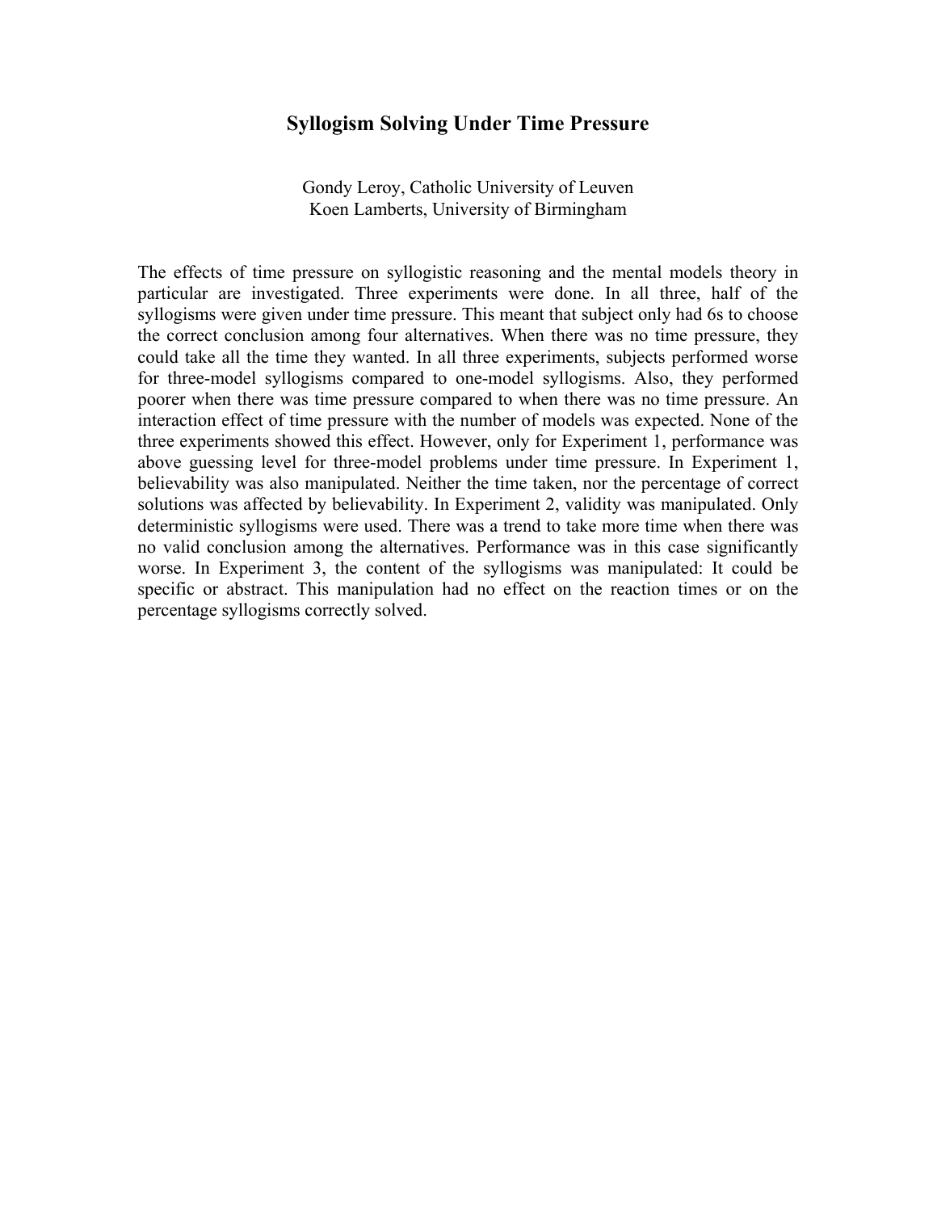# Syllogism Solving Under Time Pressure

Gondy Leroy, Catholic University of Leuven
Koen Lamberts, University of Birmingham

The effects of time pressure on syllogistic reasoning and the mental models theory in particular are investigated. Three experiments were done. In all three, half of the syllogisms were given under time pressure. This meant that subject only had 6s to choose the correct conclusion among four alternatives. When there was no time pressure, they could take all the time they wanted. In all three experiments, subjects performed worse for three-model syllogisms compared to one-model syllogisms. Also, they performed poorer when there was time pressure compared to when there was no time pressure. An interaction effect of time pressure with the number of models was expected. None of the three experiments showed this effect. However, only for Experiment 1, performance was above guessing level for three-model problems under time pressure. In Experiment 1, believability was also manipulated. Neither the time taken, nor the percentage of correct solutions was affected by believability. In Experiment 2, validity was manipulated. Only deterministic syllogisms were used. There was a trend to take more time when there was no valid conclusion among the alternatives. Performance was in this case significantly worse. In Experiment 3, the content of the syllogisms was manipulated: It could be specific or abstract. This manipulation had no effect on the reaction times or on the percentage syllogisms correctly solved.